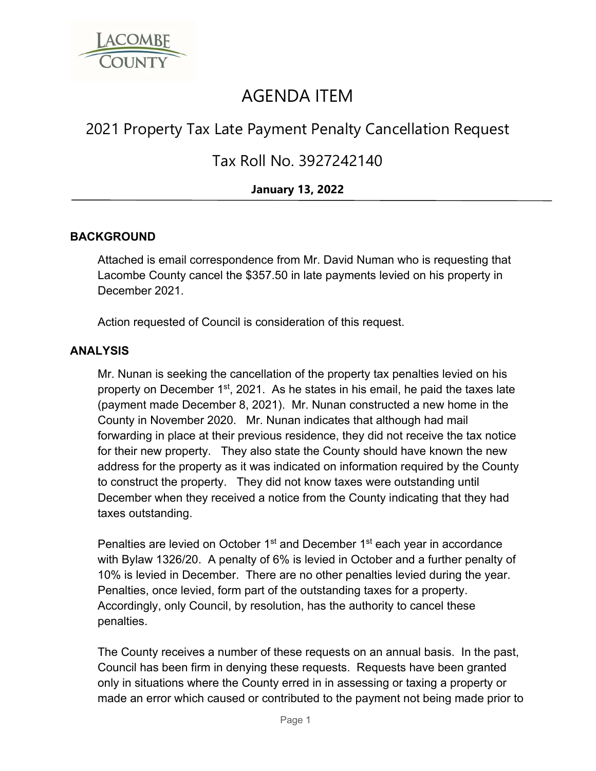# AGENDA ITEM

## 2021 Property Tax Late Payment Penalty Cancellation Request

## Tax Roll No. 3927242140

**January 13, 2022**

---

### BACKGROUND

Attached is email correspondence from Mr. David Numan who is requesting that Lacombe County cancel the $357.50 in late payments levied on his property in December 2021.

Action requested of Council is consideration of this request.

### ANALYSIS

Mr. Nunan is seeking the cancellation of the property tax penalties levied on his property on December 1st, 2021. As he states in his email, he paid the taxes late (payment made December 8, 2021). Mr. Nunan constructed a new home in the County in November 2020. Mr. Nunan indicates that although had mail forwarding in place at their previous residence, they did not receive the tax notice for their new property. They also state the County should have known the new address for the property as it was indicated on information required by the County to construct the property. They did not know taxes were outstanding until December when they received a notice from the County indicating that they had taxes outstanding.

Penalties are levied on October 1st and December 1st each year in accordance with Bylaw 1326/20. A penalty of 6% is levied in October and a further penalty of 10% is levied in December. There are no other penalties levied during the year. Penalties, once levied, form part of the outstanding taxes for a property. Accordingly, only Council, by resolution, has the authority to cancel these penalties.

The County receives a number of these requests on an annual basis. In the past, Council has been firm in denying these requests. Requests have been granted only in situations where the County erred in in assessing or taxing a property or made an error which caused or contributed to the payment not being made prior to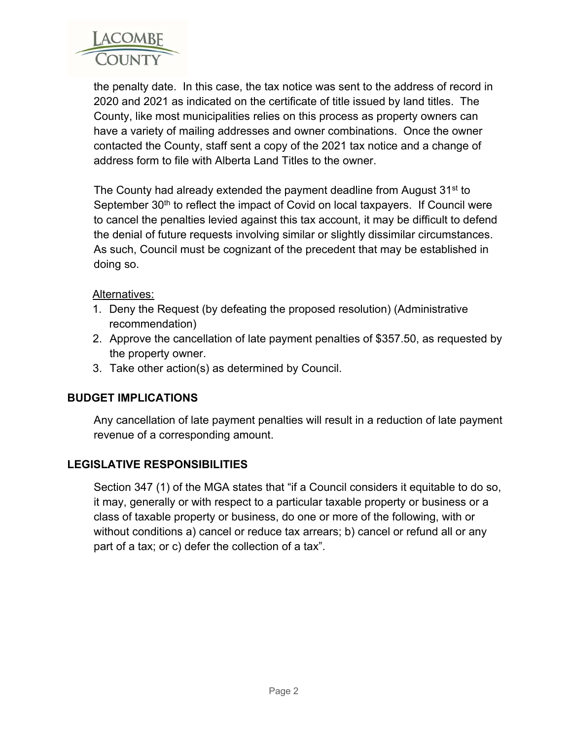the penalty date. In this case, the tax notice was sent to the address of record in 2020 and 2021 as indicated on the certificate of title issued by land titles. The County, like most municipalities relies on this process as property owners can have a variety of mailing addresses and owner combinations. Once the owner contacted the County, staff sent a copy of the 2021 tax notice and a change of address form to file with Alberta Land Titles to the owner.

The County had already extended the payment deadline from August 31st to September 30th to reflect the impact of Covid on local taxpayers. If Council were to cancel the penalties levied against this tax account, it may be difficult to defend the denial of future requests involving similar or slightly dissimilar circumstances. As such, Council must be cognizant of the precedent that may be established in doing so.

Alternatives:

1. Deny the Request (by defeating the proposed resolution) (Administrative recommendation)
2. Approve the cancellation of late payment penalties of $357.50, as requested by the property owner.
3. Take other action(s) as determined by Council.

## BUDGET IMPLICATIONS

Any cancellation of late payment penalties will result in a reduction of late payment revenue of a corresponding amount.

## LEGISLATIVE RESPONSIBILITIES

Section 347 (1) of the MGA states that “if a Council considers it equitable to do so, it may, generally or with respect to a particular taxable property or business or a class of taxable property or business, do one or more of the following, with or without conditions a) cancel or reduce tax arrears; b) cancel or refund all or any part of a tax; or c) defer the collection of a tax”.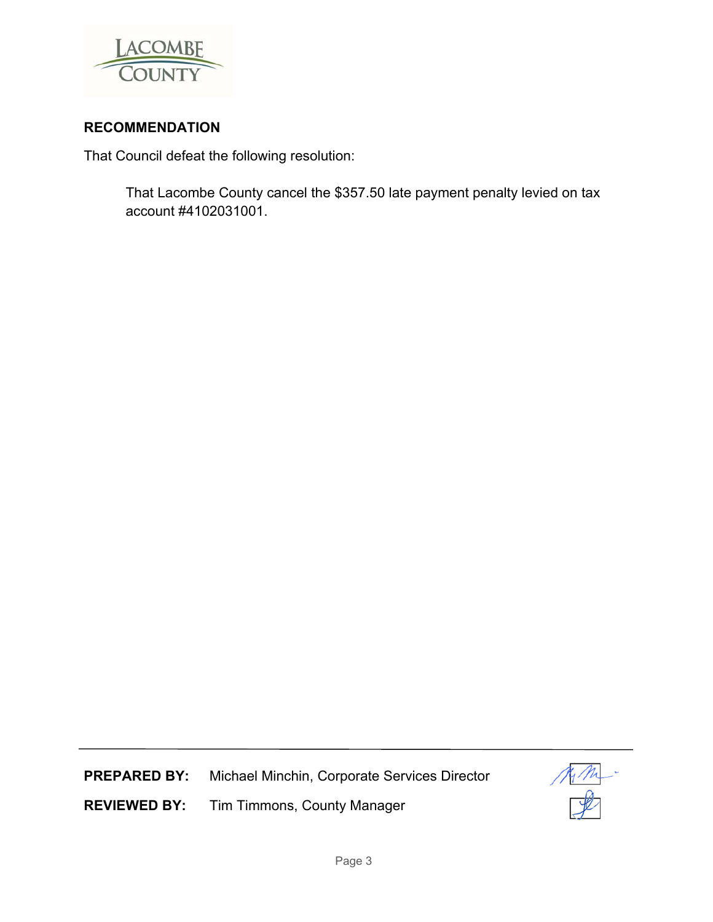## RECOMMENDATION

That Council defeat the following resolution:

> That Lacombe County cancel the $357.50 late payment penalty levied on tax account #4102031001.

---

**PREPARED BY:** Michael Minchin, Corporate Services Director

**REVIEWED BY:** Tim Timmons, County Manager